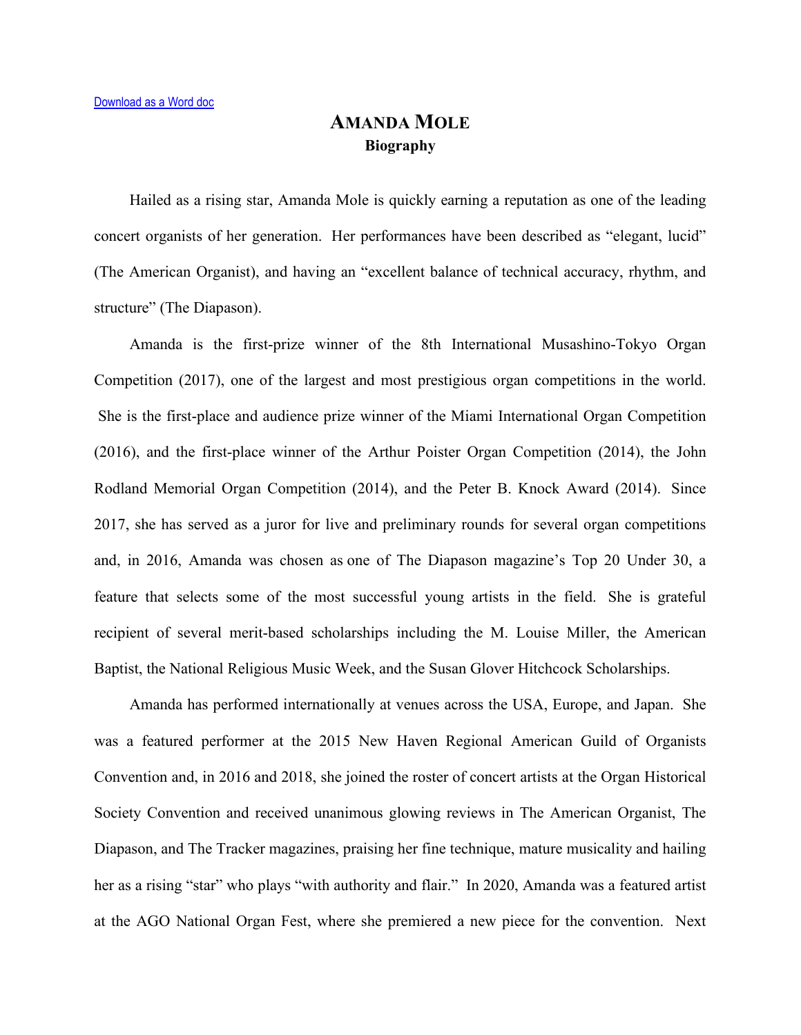[Download as a Word doc](#)

# AMANDA MOLE

## Biography

Hailed as a rising star, Amanda Mole is quickly earning a reputation as one of the leading concert organists of her generation. Her performances have been described as "elegant, lucid" (The American Organist), and having an "excellent balance of technical accuracy, rhythm, and structure" (The Diapason).

Amanda is the first-prize winner of the 8th International Musashino-Tokyo Organ Competition (2017), one of the largest and most prestigious organ competitions in the world. She is the first-place and audience prize winner of the Miami International Organ Competition (2016), and the first-place winner of the Arthur Poister Organ Competition (2014), the John Rodland Memorial Organ Competition (2014), and the Peter B. Knock Award (2014). Since 2017, she has served as a juror for live and preliminary rounds for several organ competitions and, in 2016, Amanda was chosen as one of The Diapason magazine's Top 20 Under 30, a feature that selects some of the most successful young artists in the field. She is grateful recipient of several merit-based scholarships including the M. Louise Miller, the American Baptist, the National Religious Music Week, and the Susan Glover Hitchcock Scholarships.

Amanda has performed internationally at venues across the USA, Europe, and Japan. She was a featured performer at the 2015 New Haven Regional American Guild of Organists Convention and, in 2016 and 2018, she joined the roster of concert artists at the Organ Historical Society Convention and received unanimous glowing reviews in The American Organist, The Diapason, and The Tracker magazines, praising her fine technique, mature musicality and hailing her as a rising "star" who plays "with authority and flair." In 2020, Amanda was a featured artist at the AGO National Organ Fest, where she premiered a new piece for the convention. Next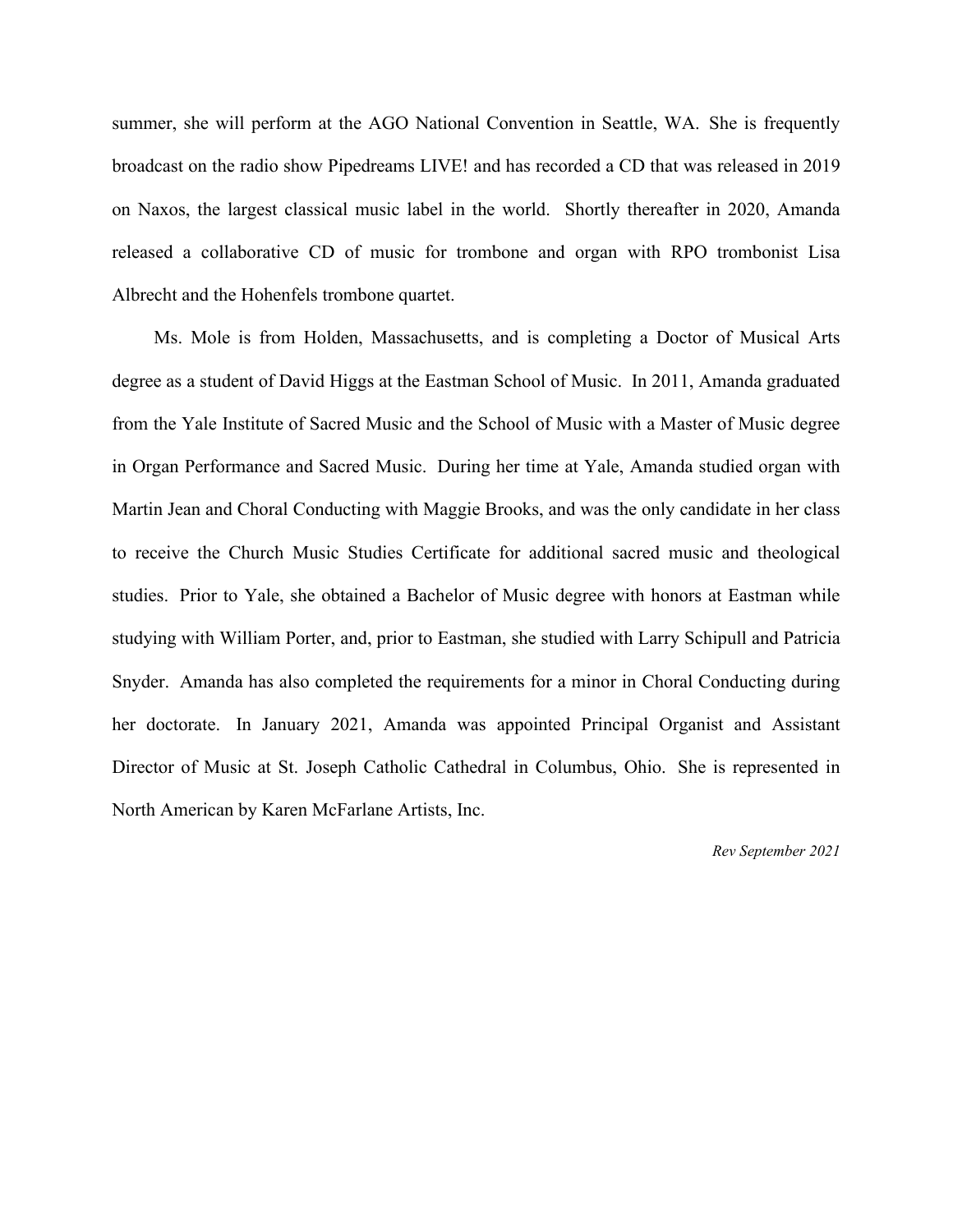summer, she will perform at the AGO National Convention in Seattle, WA. She is frequently broadcast on the radio show Pipedreams LIVE! and has recorded a CD that was released in 2019 on Naxos, the largest classical music label in the world. Shortly thereafter in 2020, Amanda released a collaborative CD of music for trombone and organ with RPO trombonist Lisa Albrecht and the Hohenfels trombone quartet.

Ms. Mole is from Holden, Massachusetts, and is completing a Doctor of Musical Arts degree as a student of David Higgs at the Eastman School of Music. In 2011, Amanda graduated from the Yale Institute of Sacred Music and the School of Music with a Master of Music degree in Organ Performance and Sacred Music. During her time at Yale, Amanda studied organ with Martin Jean and Choral Conducting with Maggie Brooks, and was the only candidate in her class to receive the Church Music Studies Certificate for additional sacred music and theological studies. Prior to Yale, she obtained a Bachelor of Music degree with honors at Eastman while studying with William Porter, and, prior to Eastman, she studied with Larry Schipull and Patricia Snyder. Amanda has also completed the requirements for a minor in Choral Conducting during her doctorate. In January 2021, Amanda was appointed Principal Organist and Assistant Director of Music at St. Joseph Catholic Cathedral in Columbus, Ohio. She is represented in North American by Karen McFarlane Artists, Inc.

*Rev September 2021*